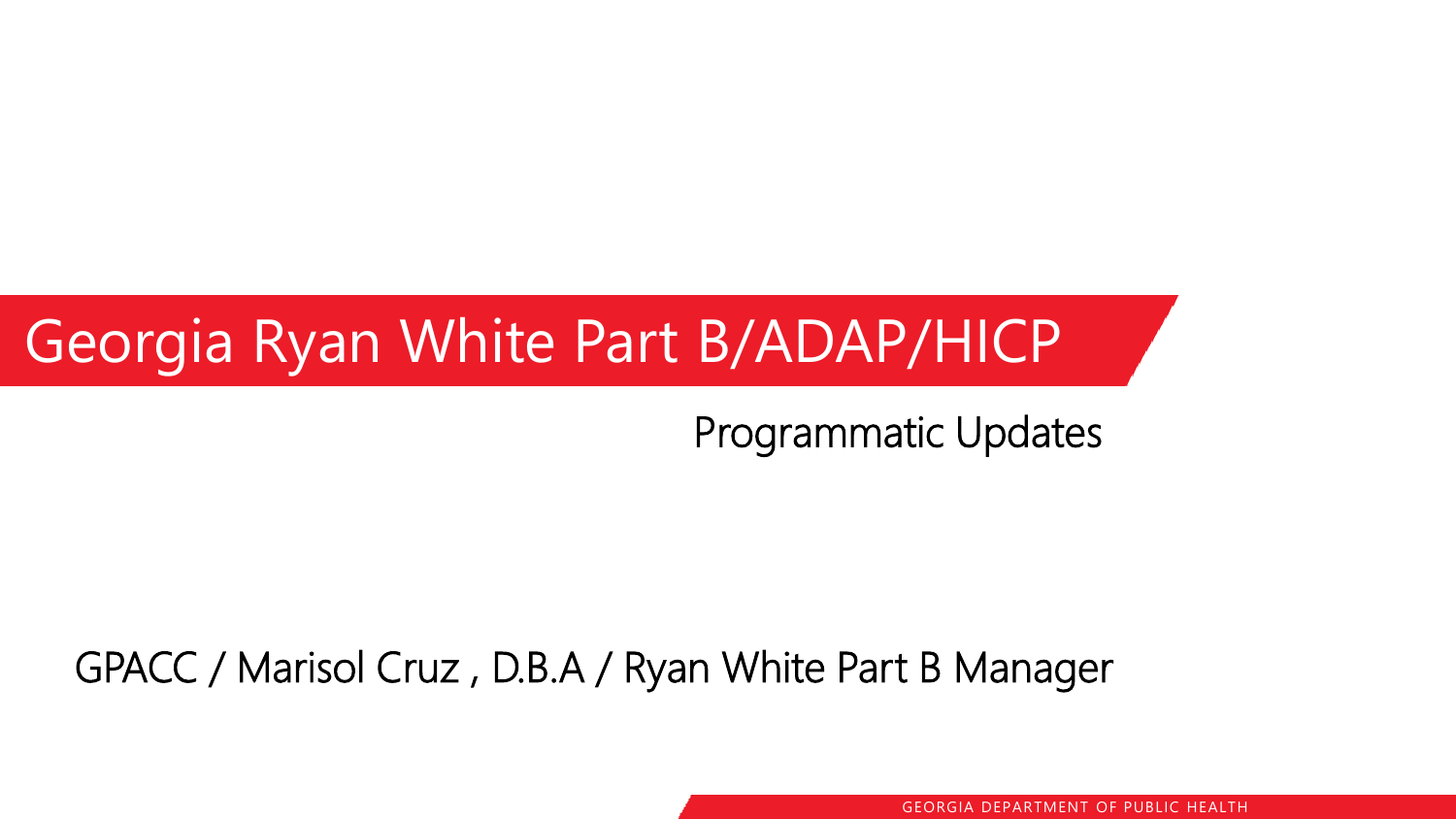# Georgia Ryan White Part B/ADAP/HICP

## Programmatic Updates

GPACC / Marisol Cruz , D.B.A / Ryan White Part B Manager

GEORGIA DEPARTMENT OF PUBLIC HEALTH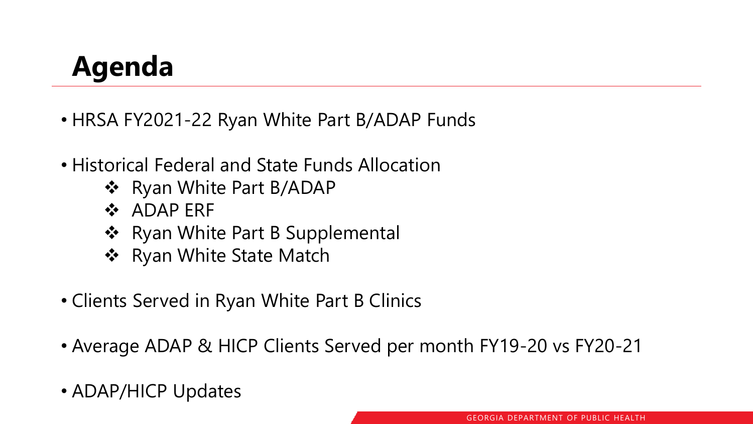# Agenda

- HRSA FY2021-22 Ryan White Part B/ADAP Funds
- Historical Federal and State Funds Allocation
  - ❖ Ryan White Part B/ADAP
  - ❖ ADAP ERF
  - ❖ Ryan White Part B Supplemental
  - ❖ Ryan White State Match
- Clients Served in Ryan White Part B Clinics
- Average ADAP & HICP Clients Served per month FY19-20 vs FY20-21
- ADAP/HICP Updates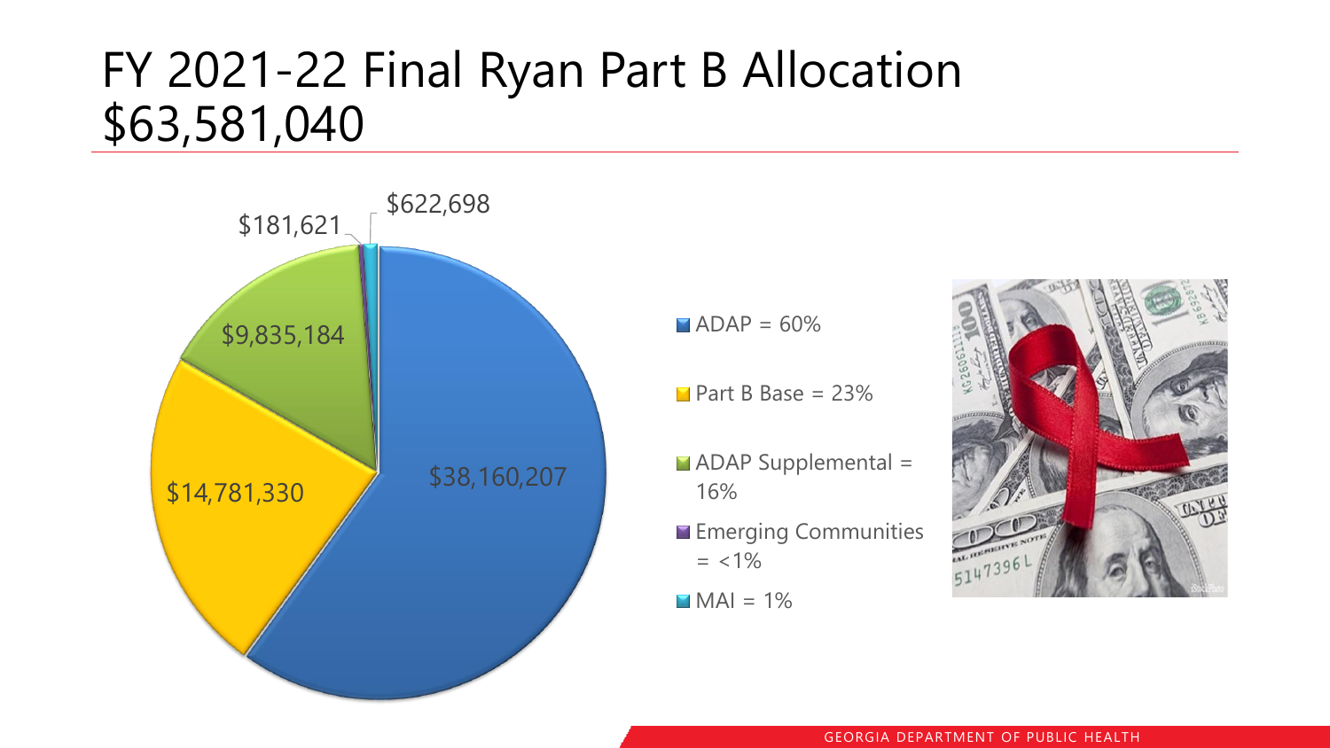# FY 2021-22 Final Ryan Part B Allocation $63,581,040

$181,621

$622,698

$9,835,184

$14,781,330

$38,160,207

ADAP = 60%

Part B Base = 23%

ADAP Supplemental = 16%

Emerging Communities = <1%

MAI = 1%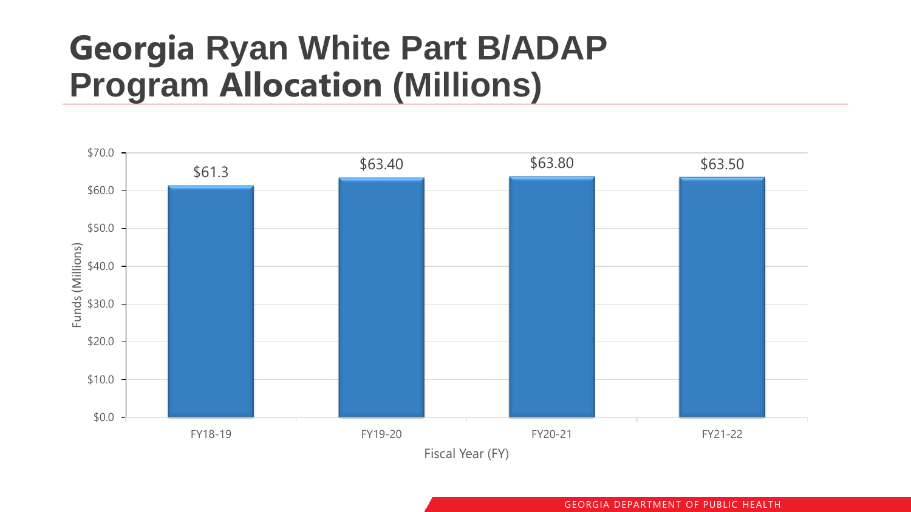# Georgia Ryan White Part B/ADAP Program Allocation (Millions)

$70.0
$60.0
$50.0
$40.0
$30.0
$20.0
$10.0
$0.0

Funds (Millions)

$61.3
$63.40
$63.80
$63.50

FY18-19
FY19-20
FY20-21
FY21-22

Fiscal Year (FY)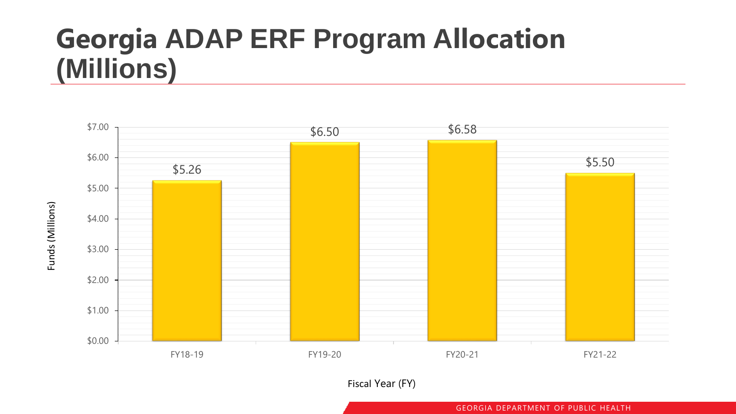# Georgia ADAP ERF Program Allocation (Millions)

$7.00
$6.00
$5.00
$4.00
$3.00
$2.00
$1.00
$0.00

Funds (Millions)

$5.26
$6.50
$6.58
$5.50

FY18-19
FY19-20
FY20-21
FY21-22

Fiscal Year (FY)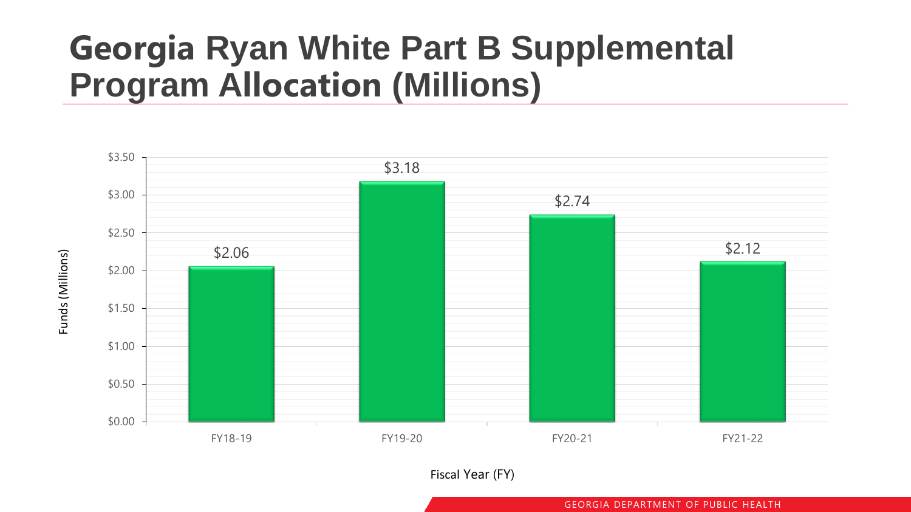# Georgia Ryan White Part B Supplemental Program Allocation (Millions)

Funds (Millions)

$3.50
$3.00
$2.50
$2.00
$1.50
$1.00
$0.50
$0.00

$2.06
$3.18
$2.74
$2.12

FY18-19
FY19-20
FY20-21
FY21-22

Fiscal Year (FY)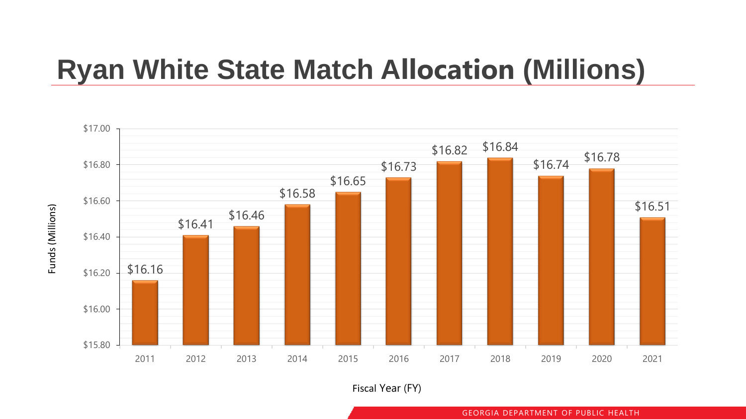# Ryan White State Match Allocation (Millions)

Funds (Millions)

$17.00
$16.80
$16.60
$16.40
$16.20
$16.00
$15.80

$16.16
$16.41
$16.46
$16.58
$16.65
$16.73
$16.82
$16.84
$16.74
$16.78
$16.51

2011
2012
2013
2014
2015
2016
2017
2018
2019
2020
2021

Fiscal Year (FY)

GEORGIA DEPARTMENT OF PUBLIC HEALTH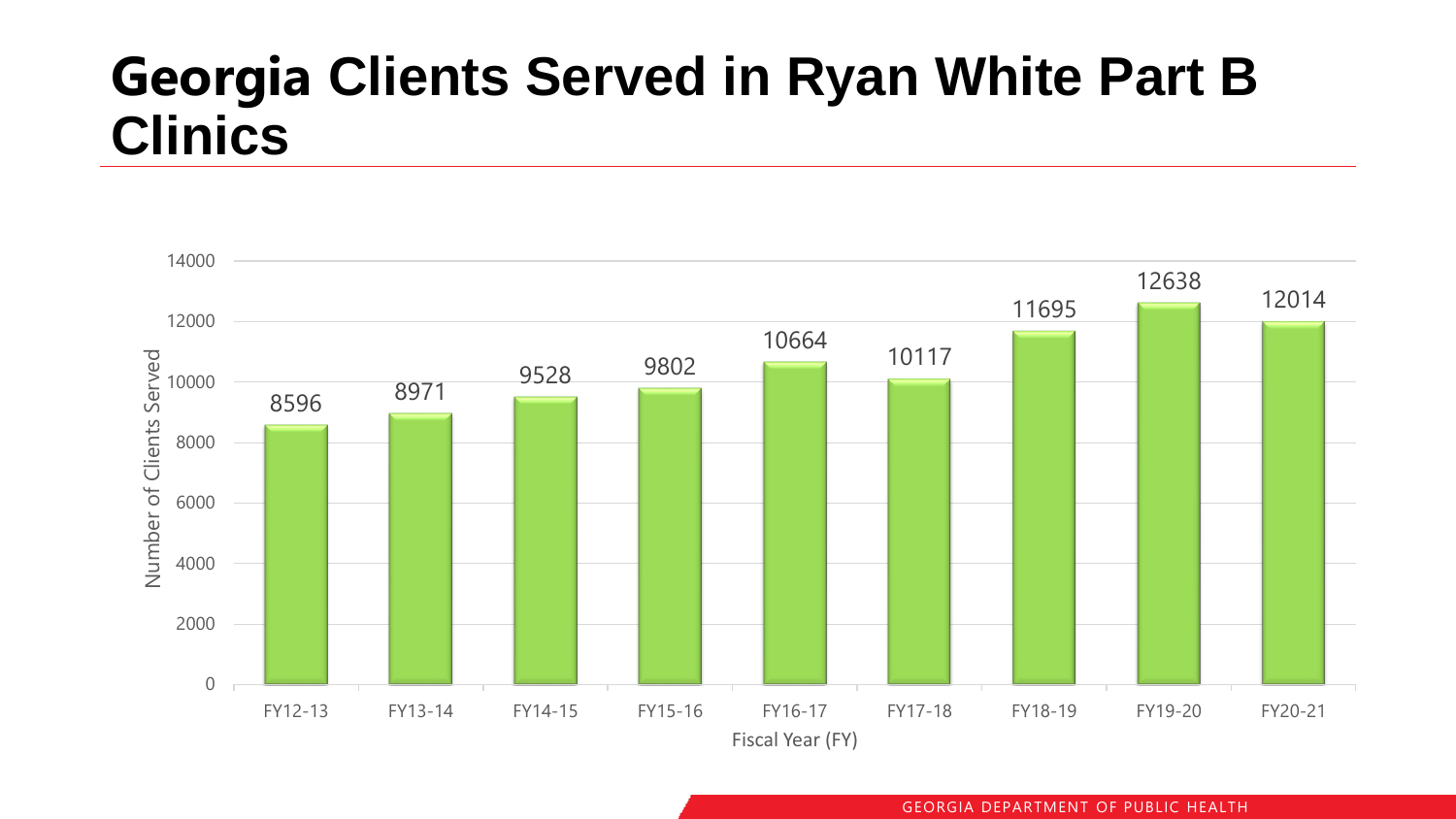# Georgia Clients Served in Ryan White Part B Clinics

Number of Clients Served

14000
12000
10000
8000
6000
4000
2000
0

8596
8971
9528
9802
10664
10117
11695
12638
12014

FY12-13
FY13-14
FY14-15
FY15-16
FY16-17
FY17-18
FY18-19
FY19-20
FY20-21

Fiscal Year (FY)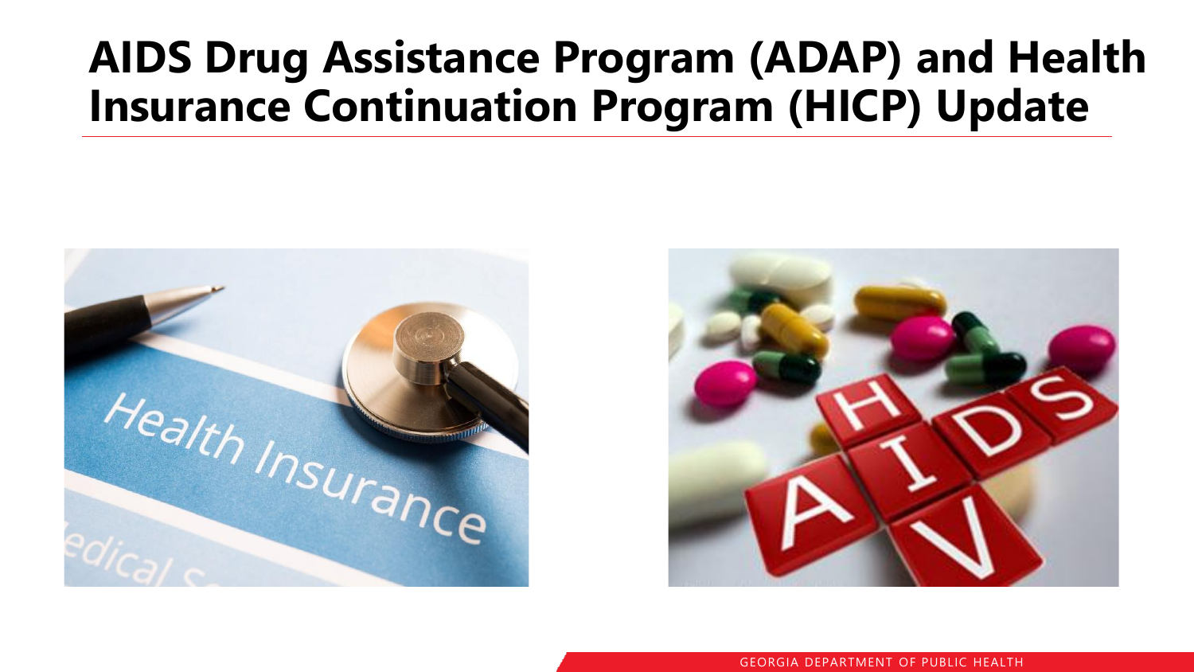# AIDS Drug Assistance Program (ADAP) and Health Insurance Continuation Program (HICP) Update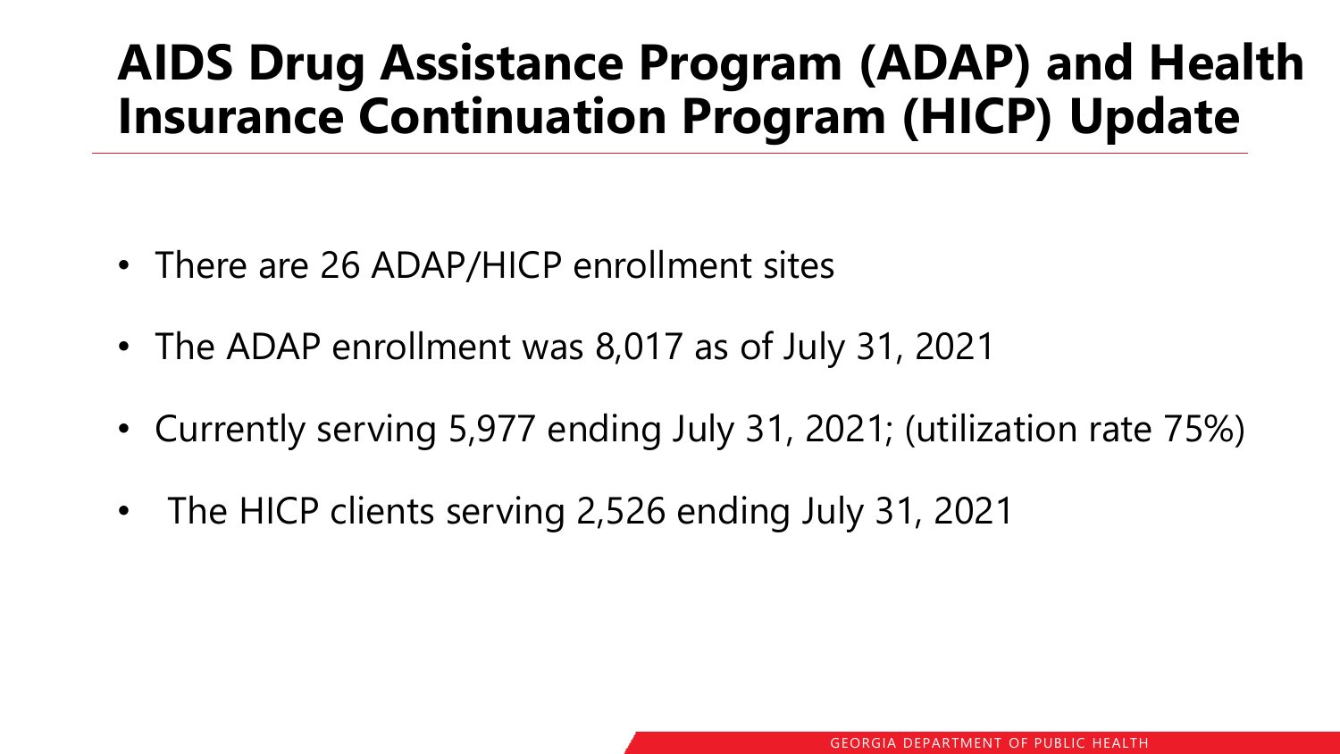# AIDS Drug Assistance Program (ADAP) and Health Insurance Continuation Program (HICP) Update

- There are 26 ADAP/HICP enrollment sites
- The ADAP enrollment was 8,017 as of July 31, 2021
- Currently serving 5,977 ending July 31, 2021; (utilization rate 75%)
- The HICP clients serving 2,526 ending July 31, 2021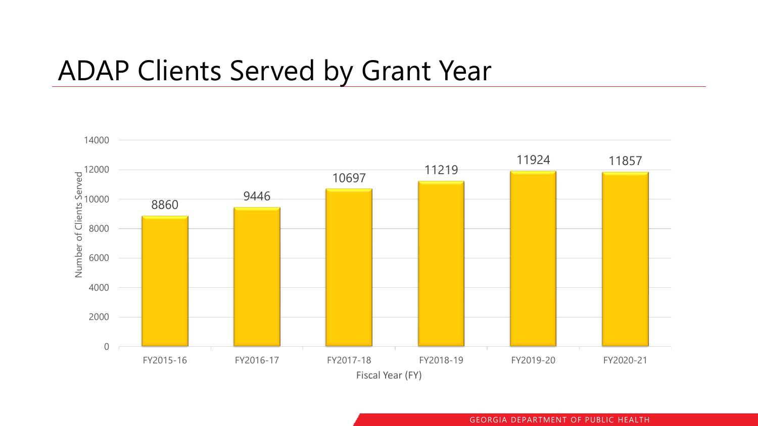# ADAP Clients Served by Grant Year

| Fiscal Year (FY) | Number of Clients Served |
|---|---|
| FY2015-16 | 8860 |
| FY2016-17 | 9446 |
| FY2017-18 | 10697 |
| FY2018-19 | 11219 |
| FY2019-20 | 11924 |
| FY2020-21 | 11857 |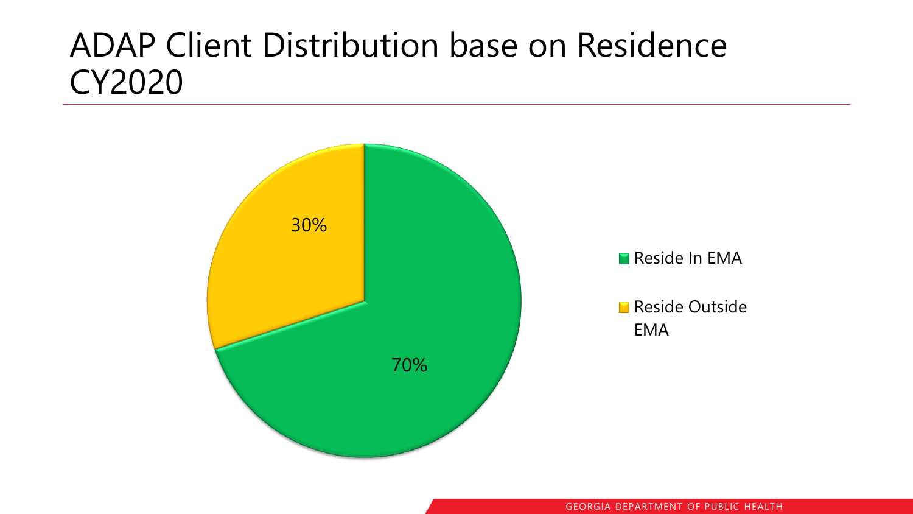# ADAP Client Distribution base on Residence CY2020

30%

70%

Reside In EMA

Reside Outside EMA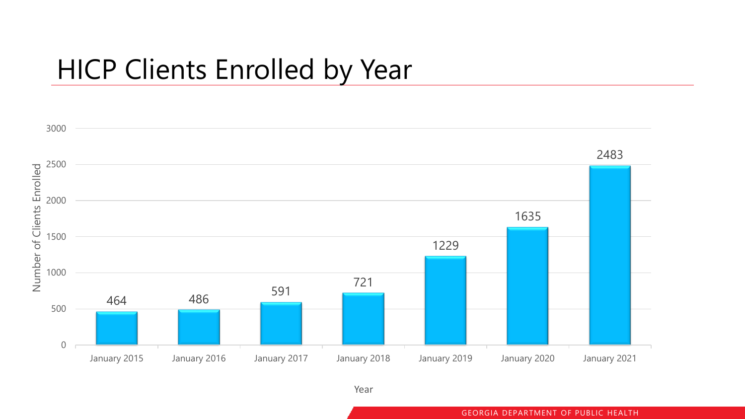# HICP Clients Enrolled by Year

Number of Clients Enrolled

3000
2500
2000
1500
1000
500
0

464
486
591
721
1229
1635
2483

January 2015
January 2016
January 2017
January 2018
January 2019
January 2020
January 2021

Year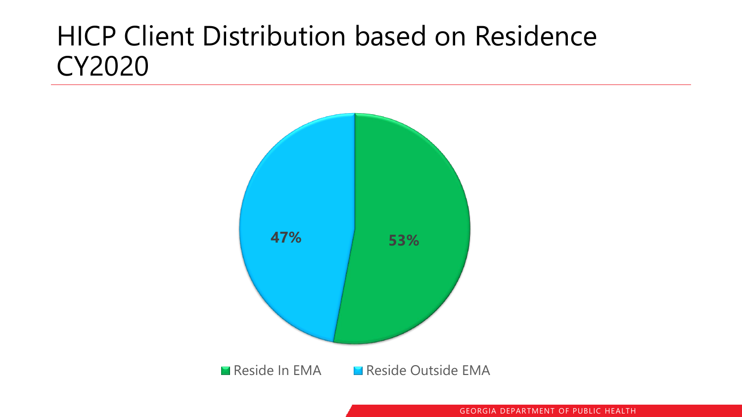# HICP Client Distribution based on Residence CY2020

47%

53%

Reside In EMA

Reside Outside EMA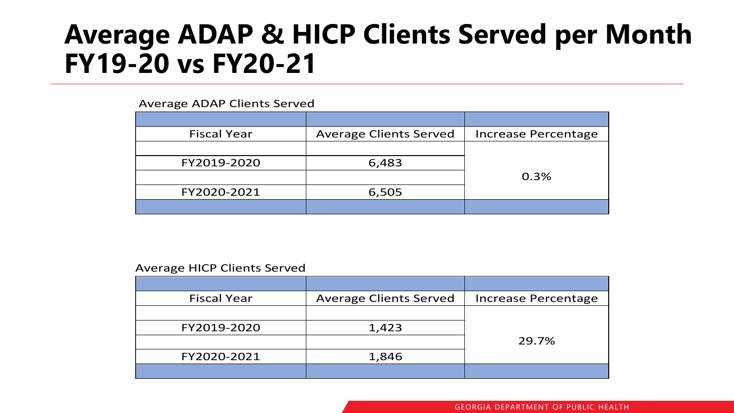# Average ADAP & HICP Clients Served per Month FY19-20 vs FY20-21

Average ADAP Clients Served

| Fiscal Year | Average Clients Served | Increase Percentage |
|---|---|---|
| FY2019-2020 | 6,483 | 0.3% |
| FY2020-2021 | 6,505 | |

Average HICP Clients Served

| Fiscal Year | Average Clients Served | Increase Percentage |
|---|---|---|
| FY2019-2020 | 1,423 | 29.7% |
| FY2020-2021 | 1,846 | |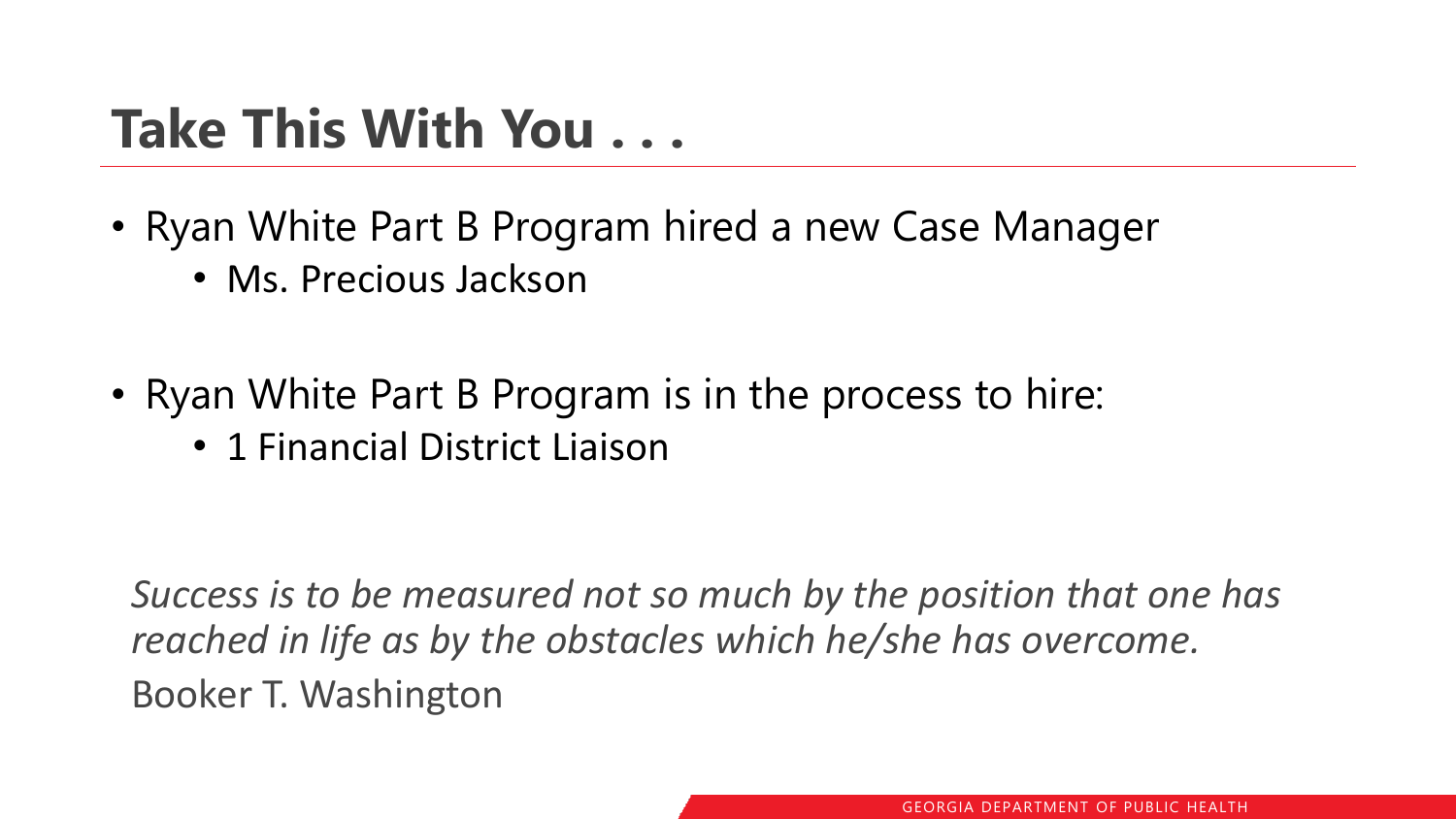# Take This With You . . .

- Ryan White Part B Program hired a new Case Manager
  - Ms. Precious Jackson

- Ryan White Part B Program is in the process to hire:
  - 1 Financial District Liaison

*Success is to be measured not so much by the position that one has reached in life as by the obstacles which he/she has overcome.*
Booker T. Washington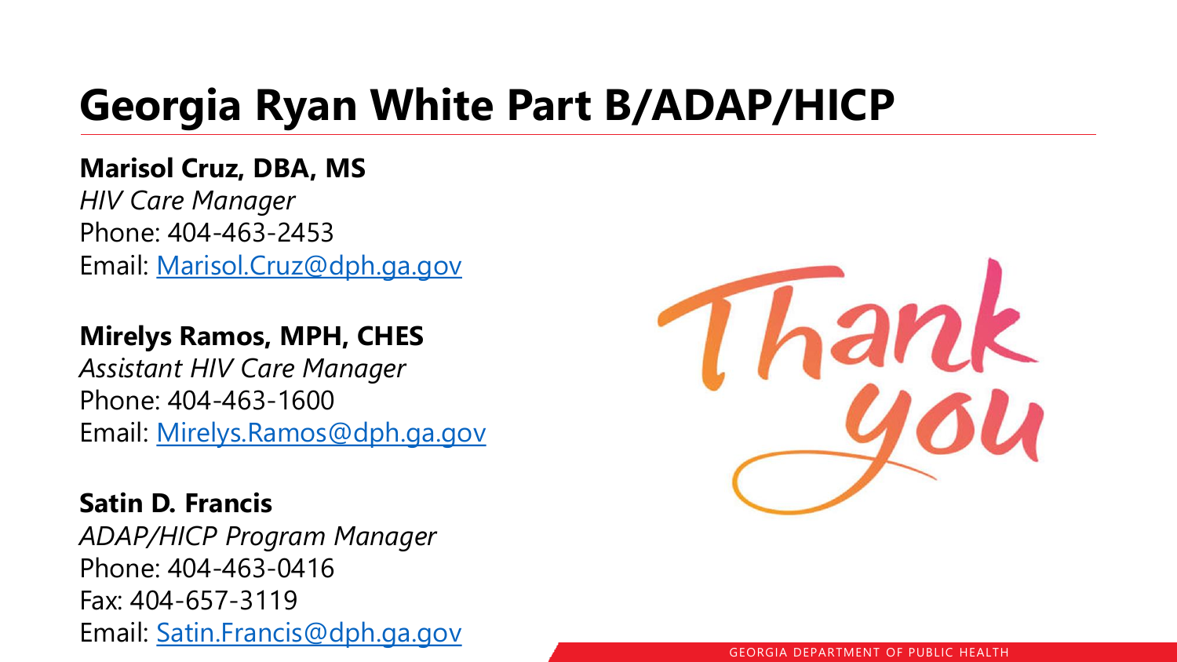# Georgia Ryan White Part B/ADAP/HICP

**Marisol Cruz, DBA, MS**
*HIV Care Manager*
Phone: 404-463-2453
Email: Marisol.Cruz@dph.ga.gov

**Mirelys Ramos, MPH, CHES**
*Assistant HIV Care Manager*
Phone: 404-463-1600
Email: Mirelys.Ramos@dph.ga.gov

**Satin D. Francis**
*ADAP/HICP Program Manager*
Phone: 404-463-0416
Fax: 404-657-3119
Email: Satin.Francis@dph.ga.gov

Thank you